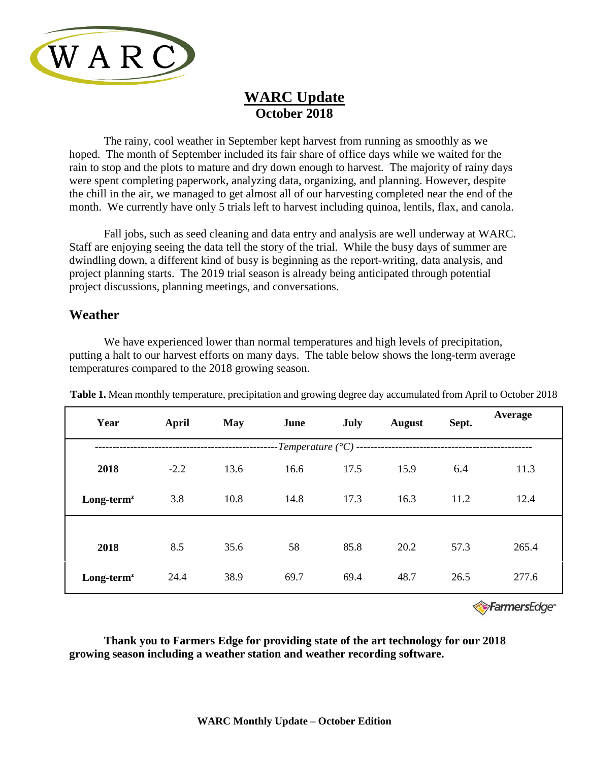# WARC Update
## October 2018

The rainy, cool weather in September kept harvest from running as smoothly as we hoped. The month of September included its fair share of office days while we waited for the rain to stop and the plots to mature and dry down enough to harvest. The majority of rainy days were spent completing paperwork, analyzing data, organizing, and planning. However, despite the chill in the air, we managed to get almost all of our harvesting completed near the end of the month. We currently have only 5 trials left to harvest including quinoa, lentils, flax, and canola.

Fall jobs, such as seed cleaning and data entry and analysis are well underway at WARC. Staff are enjoying seeing the data tell the story of the trial. While the busy days of summer are dwindling down, a different kind of busy is beginning as the report-writing, data analysis, and project planning starts. The 2019 trial season is already being anticipated through potential project discussions, planning meetings, and conversations.

## Weather

We have experienced lower than normal temperatures and high levels of precipitation, putting a halt to our harvest efforts on many days. The table below shows the long-term average temperatures compared to the 2018 growing season.

**Table 1.** Mean monthly temperature, precipitation and growing degree day accumulated from April to October 2018

| Year | April | May | June | July | August | Sept. | Average |
|---|---|---|---|---|---|---|---|
| | | | *Temperature (°C)* | | | | |
| **2018** | -2.2 | 13.6 | 16.6 | 17.5 | 15.9 | 6.4 | 11.3 |
| **Long-term[z]** | 3.8 | 10.8 | 14.8 | 17.3 | 16.3 | 11.2 | 12.4 |
| | | | | | | | |
| **2018** | 8.5 | 35.6 | 58 | 85.8 | 20.2 | 57.3 | 265.4 |
| **Long-term[z]** | 24.4 | 38.9 | 69.7 | 69.4 | 48.7 | 26.5 | 277.6 |

FarmersEdge

**Thank you to Farmers Edge for providing state of the art technology for our 2018 growing season including a weather station and weather recording software.**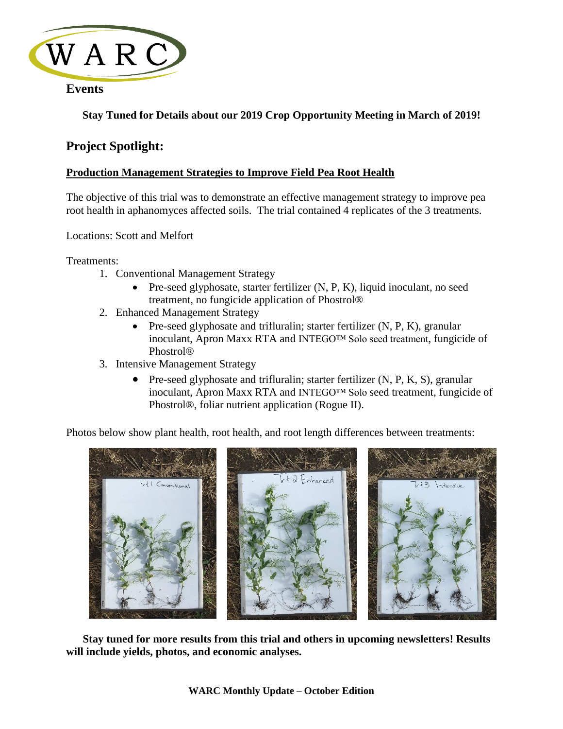WARC

## Events

**Stay Tuned for Details about our 2019 Crop Opportunity Meeting in March of 2019!**

## Project Spotlight:

### Production Management Strategies to Improve Field Pea Root Health

The objective of this trial was to demonstrate an effective management strategy to improve pea root health in aphanomyces affected soils. The trial contained 4 replicates of the 3 treatments.

Locations: Scott and Melfort

Treatments:

1. Conventional Management Strategy
   - Pre-seed glyphosate, starter fertilizer (N, P, K), liquid inoculant, no seed treatment, no fungicide application of Phostrol®
2. Enhanced Management Strategy
   - Pre-seed glyphosate and trifluralin; starter fertilizer (N, P, K), granular inoculant, Apron Maxx RTA and INTEGO™ Solo seed treatment, fungicide of Phostrol®
3. Intensive Management Strategy
   - Pre-seed glyphosate and trifluralin; starter fertilizer (N, P, K, S), granular inoculant, Apron Maxx RTA and INTEGO™ Solo seed treatment, fungicide of Phostrol®, foliar nutrient application (Rogue II).

Photos below show plant health, root health, and root length differences between treatments:

**Stay tuned for more results from this trial and others in upcoming newsletters! Results will include yields, photos, and economic analyses.**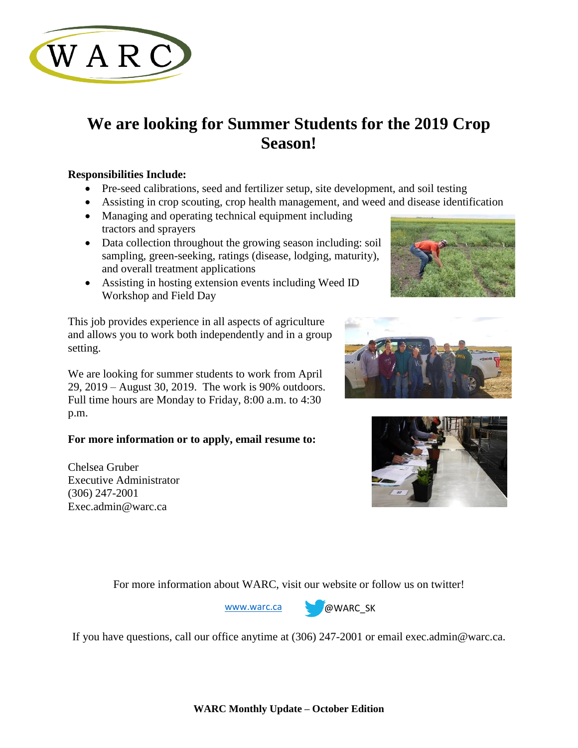# We are looking for Summer Students for the 2019 Crop Season!

**Responsibilities Include:**

- Pre-seed calibrations, seed and fertilizer setup, site development, and soil testing
- Assisting in crop scouting, crop health management, and weed and disease identification
- Managing and operating technical equipment including tractors and sprayers
- Data collection throughout the growing season including: soil sampling, green-seeking, ratings (disease, lodging, maturity), and overall treatment applications
- Assisting in hosting extension events including Weed ID Workshop and Field Day

This job provides experience in all aspects of agriculture and allows you to work both independently and in a group setting.

We are looking for summer students to work from April 29, 2019 – August 30, 2019. The work is 90% outdoors. Full time hours are Monday to Friday, 8:00 a.m. to 4:30 p.m.

**For more information or to apply, email resume to:**

Chelsea Gruber
Executive Administrator
(306) 247-2001
Exec.admin@warc.ca

For more information about WARC, visit our website or follow us on twitter!

www.warc.ca @WARC_SK

If you have questions, call our office anytime at (306) 247-2001 or email exec.admin@warc.ca.

**WARC Monthly Update – October Edition**